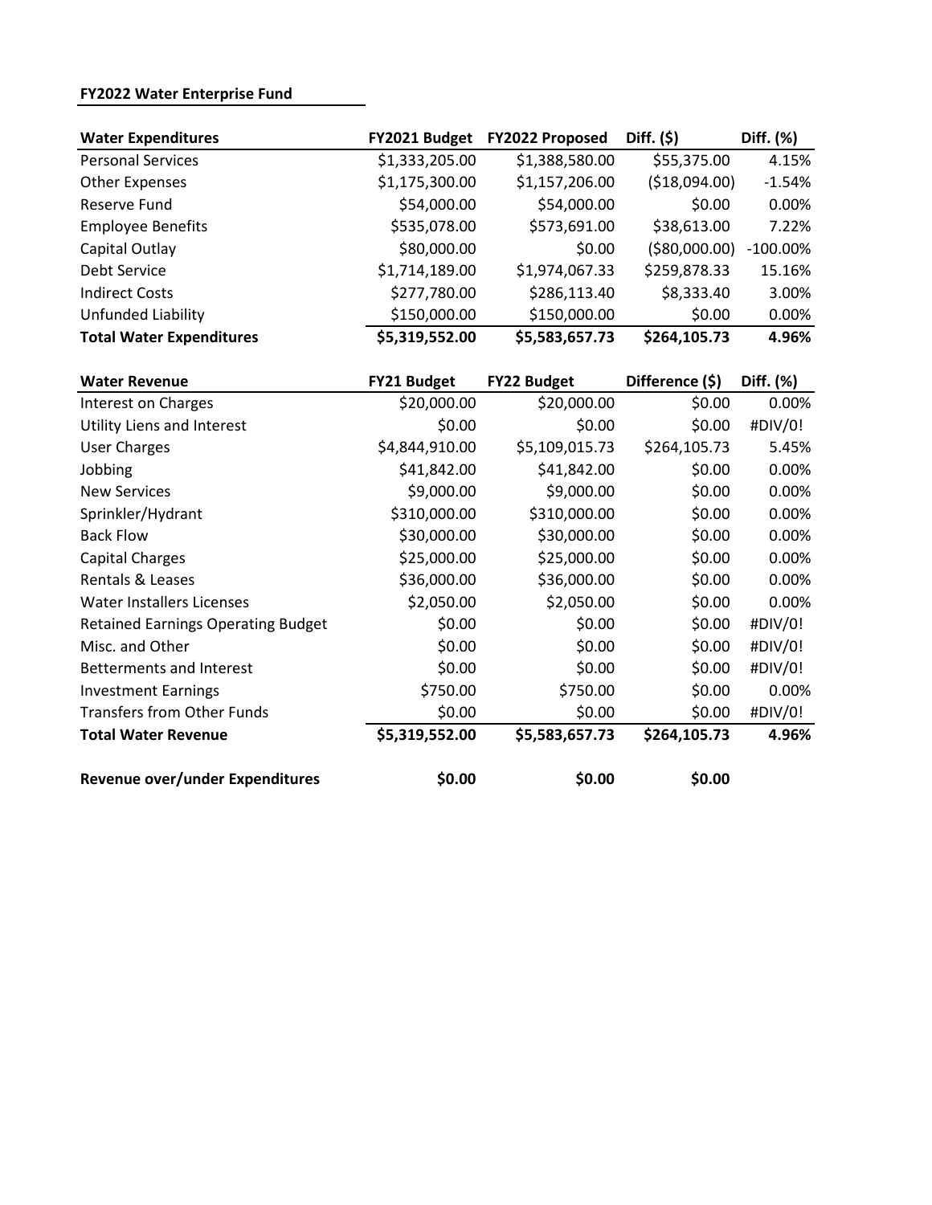**FY2022 Water Enterprise Fund**

| Water Expenditures | FY2021 Budget | FY2022 Proposed | Diff. ($) | Diff. (%) |
|---|---|---|---|---|
| Personal Services | $1,333,205.00 | $1,388,580.00 | $55,375.00 | 4.15% |
| Other Expenses | $1,175,300.00 | $1,157,206.00 | ($18,094.00) | -1.54% |
| Reserve Fund | $54,000.00 | $54,000.00 | $0.00 | 0.00% |
| Employee Benefits | $535,078.00 | $573,691.00 | $38,613.00 | 7.22% |
| Capital Outlay | $80,000.00 | $0.00 | ($80,000.00) | -100.00% |
| Debt Service | $1,714,189.00 | $1,974,067.33 | $259,878.33 | 15.16% |
| Indirect Costs | $277,780.00 | $286,113.40 | $8,333.40 | 3.00% |
| Unfunded Liability | $150,000.00 | $150,000.00 | $0.00 | 0.00% |
| **Total Water Expenditures** | **$5,319,552.00** | **$5,583,657.73** | **$264,105.73** | **4.96%** |

| Water Revenue | FY21 Budget | FY22 Budget | Difference ($) | Diff. (%) |
|---|---|---|---|---|
| Interest on Charges | $20,000.00 | $20,000.00 | $0.00 | 0.00% |
| Utility Liens and Interest | $0.00 | $0.00 | $0.00 | #DIV/0! |
| User Charges | $4,844,910.00 | $5,109,015.73 | $264,105.73 | 5.45% |
| Jobbing | $41,842.00 | $41,842.00 | $0.00 | 0.00% |
| New Services | $9,000.00 | $9,000.00 | $0.00 | 0.00% |
| Sprinkler/Hydrant | $310,000.00 | $310,000.00 | $0.00 | 0.00% |
| Back Flow | $30,000.00 | $30,000.00 | $0.00 | 0.00% |
| Capital Charges | $25,000.00 | $25,000.00 | $0.00 | 0.00% |
| Rentals & Leases | $36,000.00 | $36,000.00 | $0.00 | 0.00% |
| Water Installers Licenses | $2,050.00 | $2,050.00 | $0.00 | 0.00% |
| Retained Earnings Operating Budget | $0.00 | $0.00 | $0.00 | #DIV/0! |
| Misc. and Other | $0.00 | $0.00 | $0.00 | #DIV/0! |
| Betterments and Interest | $0.00 | $0.00 | $0.00 | #DIV/0! |
| Investment Earnings | $750.00 | $750.00 | $0.00 | 0.00% |
| Transfers from Other Funds | $0.00 | $0.00 | $0.00 | #DIV/0! |
| **Total Water Revenue** | **$5,319,552.00** | **$5,583,657.73** | **$264,105.73** | **4.96%** |
| | | | | |
| **Revenue over/under Expenditures** | **$0.00** | **$0.00** | **$0.00** | |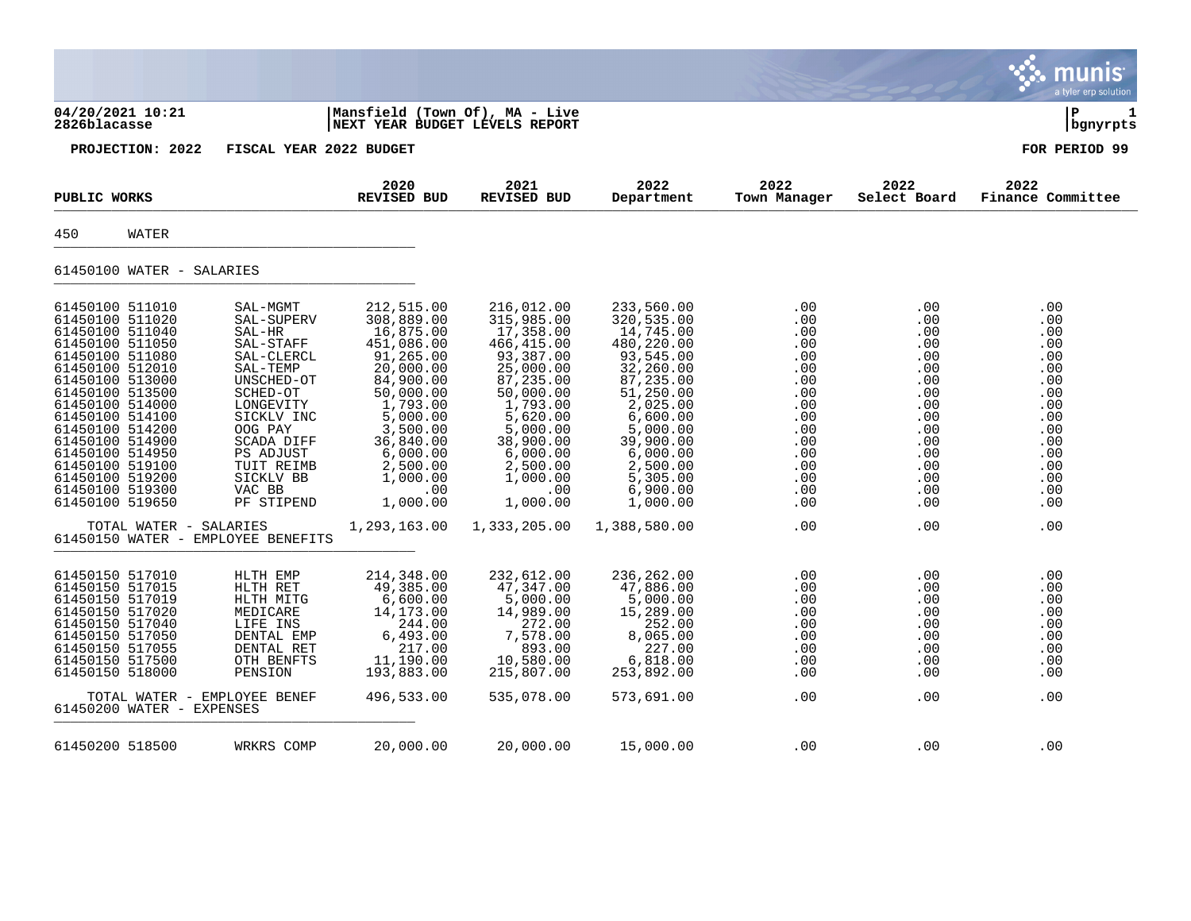04/20/2021 10:21 | Mansfield (Town Of), MA - Live | P 1
2826blacasse | NEXT YEAR BUDGET LEVELS REPORT | bgnyrpts

**PROJECTION: 2022 FISCAL YEAR 2022 BUDGET** — **FOR PERIOD 99**

| PUBLIC WORKS | | 2020 REVISED BUD | 2021 REVISED BUD | 2022 Department | 2022 Town Manager | 2022 Select Board | 2022 Finance Committee |
|---|---|---|---|---|---|---|---|
| **450 WATER** | | | | | | | |
| **61450100 WATER - SALARIES** | | | | | | | |
| 61450100 511010 | SAL-MGMT | 212,515.00 | 216,012.00 | 233,560.00 | .00 | .00 | .00 |
| 61450100 511020 | SAL-SUPERV | 308,889.00 | 315,985.00 | 320,535.00 | .00 | .00 | .00 |
| 61450100 511040 | SAL-HR | 16,875.00 | 17,358.00 | 14,745.00 | .00 | .00 | .00 |
| 61450100 511050 | SAL-STAFF | 451,086.00 | 466,415.00 | 480,220.00 | .00 | .00 | .00 |
| 61450100 511080 | SAL-CLERCL | 91,265.00 | 93,387.00 | 93,545.00 | .00 | .00 | .00 |
| 61450100 512010 | SAL-TEMP | 20,000.00 | 25,000.00 | 32,260.00 | .00 | .00 | .00 |
| 61450100 513000 | UNSCHED-OT | 84,900.00 | 87,235.00 | 87,235.00 | .00 | .00 | .00 |
| 61450100 513500 | SCHED-OT | 50,000.00 | 50,000.00 | 51,250.00 | .00 | .00 | .00 |
| 61450100 514000 | LONGEVITY | 1,793.00 | 1,793.00 | 2,025.00 | .00 | .00 | .00 |
| 61450100 514100 | SICKLV INC | 5,000.00 | 5,620.00 | 6,600.00 | .00 | .00 | .00 |
| 61450100 514200 | OOG PAY | 3,500.00 | 5,000.00 | 5,000.00 | .00 | .00 | .00 |
| 61450100 514900 | SCADA DIFF | 36,840.00 | 38,900.00 | 39,900.00 | .00 | .00 | .00 |
| 61450100 514950 | PS ADJUST | 6,000.00 | 6,000.00 | 6,000.00 | .00 | .00 | .00 |
| 61450100 519100 | TUIT REIMB | 2,500.00 | 2,500.00 | 2,500.00 | .00 | .00 | .00 |
| 61450100 519200 | SICKLV BB | 1,000.00 | 1,000.00 | 5,305.00 | .00 | .00 | .00 |
| 61450100 519300 | VAC BB | .00 | .00 | 6,900.00 | .00 | .00 | .00 |
| 61450100 519650 | PF STIPEND | 1,000.00 | 1,000.00 | 1,000.00 | .00 | .00 | .00 |
| TOTAL WATER - SALARIES | | 1,293,163.00 | 1,333,205.00 | 1,388,580.00 | .00 | .00 | .00 |
| **61450150 WATER - EMPLOYEE BENEFITS** | | | | | | | |
| 61450150 517010 | HLTH EMP | 214,348.00 | 232,612.00 | 236,262.00 | .00 | .00 | .00 |
| 61450150 517015 | HLTH RET | 49,385.00 | 47,347.00 | 47,886.00 | .00 | .00 | .00 |
| 61450150 517019 | HLTH MITG | 6,600.00 | 5,000.00 | 5,000.00 | .00 | .00 | .00 |
| 61450150 517020 | MEDICARE | 14,173.00 | 14,989.00 | 15,289.00 | .00 | .00 | .00 |
| 61450150 517040 | LIFE INS | 244.00 | 272.00 | 252.00 | .00 | .00 | .00 |
| 61450150 517050 | DENTAL EMP | 6,493.00 | 7,578.00 | 8,065.00 | .00 | .00 | .00 |
| 61450150 517055 | DENTAL RET | 217.00 | 893.00 | 227.00 | .00 | .00 | .00 |
| 61450150 517500 | OTH BENFTS | 11,190.00 | 10,580.00 | 6,818.00 | .00 | .00 | .00 |
| 61450150 518000 | PENSION | 193,883.00 | 215,807.00 | 253,892.00 | .00 | .00 | .00 |
| TOTAL WATER - EMPLOYEE BENEF | | 496,533.00 | 535,078.00 | 573,691.00 | .00 | .00 | .00 |
| **61450200 WATER - EXPENSES** | | | | | | | |
| 61450200 518500 | WRKRS COMP | 20,000.00 | 20,000.00 | 15,000.00 | .00 | .00 | .00 |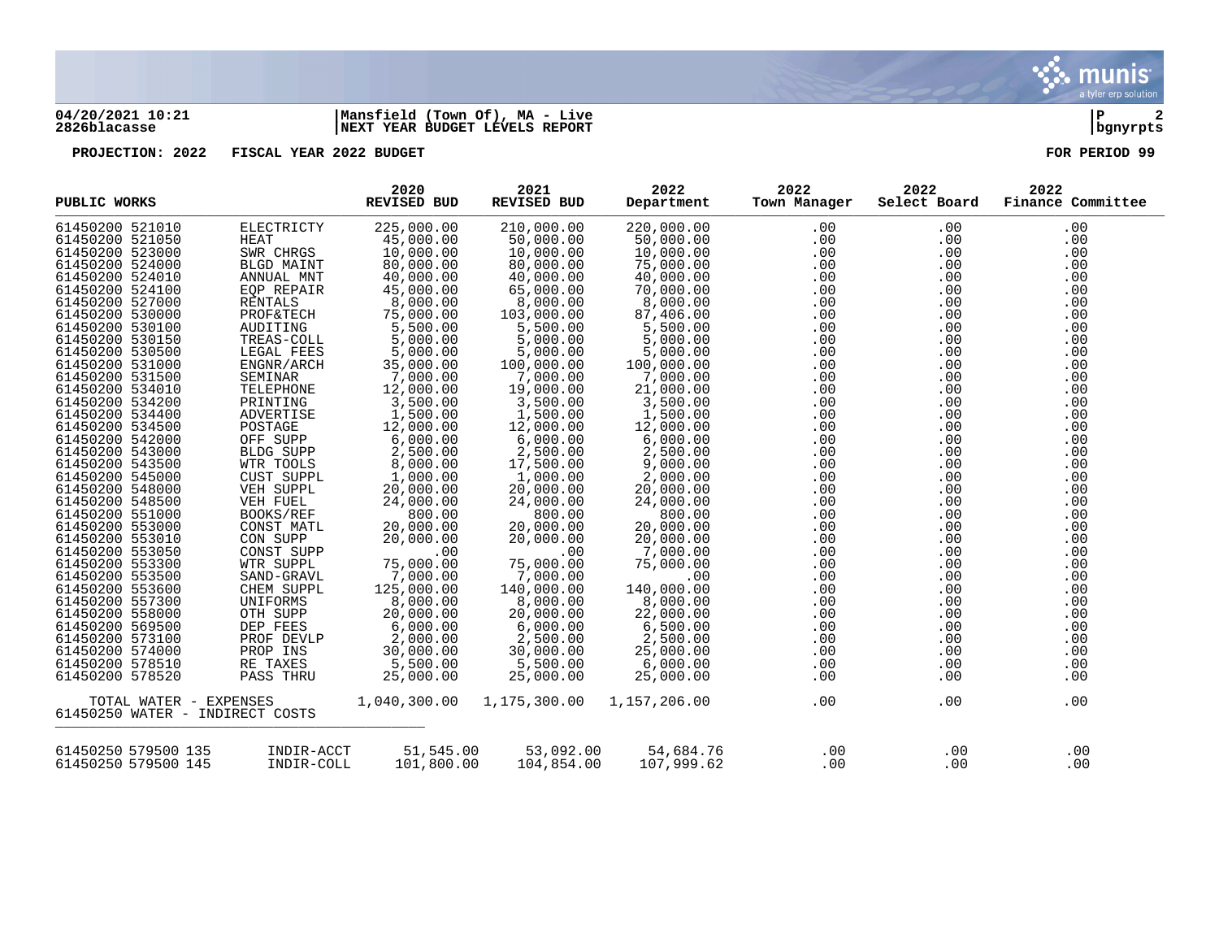**04/20/2021 10:21** | **Mansfield (Town Of), MA - Live** | **P 2**
**2826blacasse** | **NEXT YEAR BUDGET LEVELS REPORT** | **bgnyrpts**

**PROJECTION: 2022 FISCAL YEAR 2022 BUDGET** **FOR PERIOD 99**

| PUBLIC WORKS | | 2020 REVISED BUD | 2021 REVISED BUD | 2022 Department | 2022 Town Manager | 2022 Select Board | 2022 Finance Committee |
|---|---|---|---|---|---|---|---|
| 61450200 521010 | ELECTRICTY | 225,000.00 | 210,000.00 | 220,000.00 | .00 | .00 | .00 |
| 61450200 521050 | HEAT | 45,000.00 | 50,000.00 | 50,000.00 | .00 | .00 | .00 |
| 61450200 523000 | SWR CHRGS | 10,000.00 | 10,000.00 | 10,000.00 | .00 | .00 | .00 |
| 61450200 524000 | BLGD MAINT | 80,000.00 | 80,000.00 | 75,000.00 | .00 | .00 | .00 |
| 61450200 524010 | ANNUAL MNT | 40,000.00 | 40,000.00 | 40,000.00 | .00 | .00 | .00 |
| 61450200 524100 | EQP REPAIR | 45,000.00 | 65,000.00 | 70,000.00 | .00 | .00 | .00 |
| 61450200 527000 | RENTALS | 8,000.00 | 8,000.00 | 8,000.00 | .00 | .00 | .00 |
| 61450200 530000 | PROF&TECH | 75,000.00 | 103,000.00 | 87,406.00 | .00 | .00 | .00 |
| 61450200 530100 | AUDITING | 5,500.00 | 5,500.00 | 5,500.00 | .00 | .00 | .00 |
| 61450200 530150 | TREAS-COLL | 5,000.00 | 5,000.00 | 5,000.00 | .00 | .00 | .00 |
| 61450200 530500 | LEGAL FEES | 5,000.00 | 5,000.00 | 5,000.00 | .00 | .00 | .00 |
| 61450200 531000 | ENGNR/ARCH | 35,000.00 | 100,000.00 | 100,000.00 | .00 | .00 | .00 |
| 61450200 531500 | SEMINAR | 7,000.00 | 7,000.00 | 7,000.00 | .00 | .00 | .00 |
| 61450200 534010 | TELEPHONE | 12,000.00 | 19,000.00 | 21,000.00 | .00 | .00 | .00 |
| 61450200 534200 | PRINTING | 3,500.00 | 3,500.00 | 3,500.00 | .00 | .00 | .00 |
| 61450200 534400 | ADVERTISE | 1,500.00 | 1,500.00 | 1,500.00 | .00 | .00 | .00 |
| 61450200 534500 | POSTAGE | 12,000.00 | 12,000.00 | 12,000.00 | .00 | .00 | .00 |
| 61450200 542000 | OFF SUPP | 6,000.00 | 6,000.00 | 6,000.00 | .00 | .00 | .00 |
| 61450200 543000 | BLDG SUPP | 2,500.00 | 2,500.00 | 2,500.00 | .00 | .00 | .00 |
| 61450200 543500 | WTR TOOLS | 8,000.00 | 17,500.00 | 9,000.00 | .00 | .00 | .00 |
| 61450200 545000 | CUST SUPPL | 1,000.00 | 1,000.00 | 2,000.00 | .00 | .00 | .00 |
| 61450200 548000 | VEH SUPPL | 20,000.00 | 20,000.00 | 20,000.00 | .00 | .00 | .00 |
| 61450200 548500 | VEH FUEL | 24,000.00 | 24,000.00 | 24,000.00 | .00 | .00 | .00 |
| 61450200 551000 | BOOKS/REF | 800.00 | 800.00 | 800.00 | .00 | .00 | .00 |
| 61450200 553000 | CONST MATL | 20,000.00 | 20,000.00 | 20,000.00 | .00 | .00 | .00 |
| 61450200 553010 | CON SUPP | 20,000.00 | 20,000.00 | 20,000.00 | .00 | .00 | .00 |
| 61450200 553050 | CONST SUPP | .00 | .00 | 7,000.00 | .00 | .00 | .00 |
| 61450200 553300 | WTR SUPPL | 75,000.00 | 75,000.00 | 75,000.00 | .00 | .00 | .00 |
| 61450200 553500 | SAND-GRAVL | 7,000.00 | 7,000.00 | .00 | .00 | .00 | .00 |
| 61450200 553600 | CHEM SUPPL | 125,000.00 | 140,000.00 | 140,000.00 | .00 | .00 | .00 |
| 61450200 557300 | UNIFORMS | 8,000.00 | 8,000.00 | 8,000.00 | .00 | .00 | .00 |
| 61450200 558000 | OTH SUPP | 20,000.00 | 20,000.00 | 22,000.00 | .00 | .00 | .00 |
| 61450200 569500 | DEP FEES | 6,000.00 | 6,000.00 | 6,500.00 | .00 | .00 | .00 |
| 61450200 573100 | PROF DEVLP | 2,000.00 | 2,500.00 | 2,500.00 | .00 | .00 | .00 |
| 61450200 574000 | PROP INS | 30,000.00 | 30,000.00 | 25,000.00 | .00 | .00 | .00 |
| 61450200 578510 | RE TAXES | 5,500.00 | 5,500.00 | 6,000.00 | .00 | .00 | .00 |
| 61450200 578520 | PASS THRU | 25,000.00 | 25,000.00 | 25,000.00 | .00 | .00 | .00 |
| TOTAL WATER - EXPENSES | | 1,040,300.00 | 1,175,300.00 | 1,157,206.00 | .00 | .00 | .00 |
| 61450250 WATER - INDIRECT COSTS | | | | | | | |
| 61450250 579500 135 | INDIR-ACCT | 51,545.00 | 53,092.00 | 54,684.76 | .00 | .00 | .00 |
| 61450250 579500 145 | INDIR-COLL | 101,800.00 | 104,854.00 | 107,999.62 | .00 | .00 | .00 |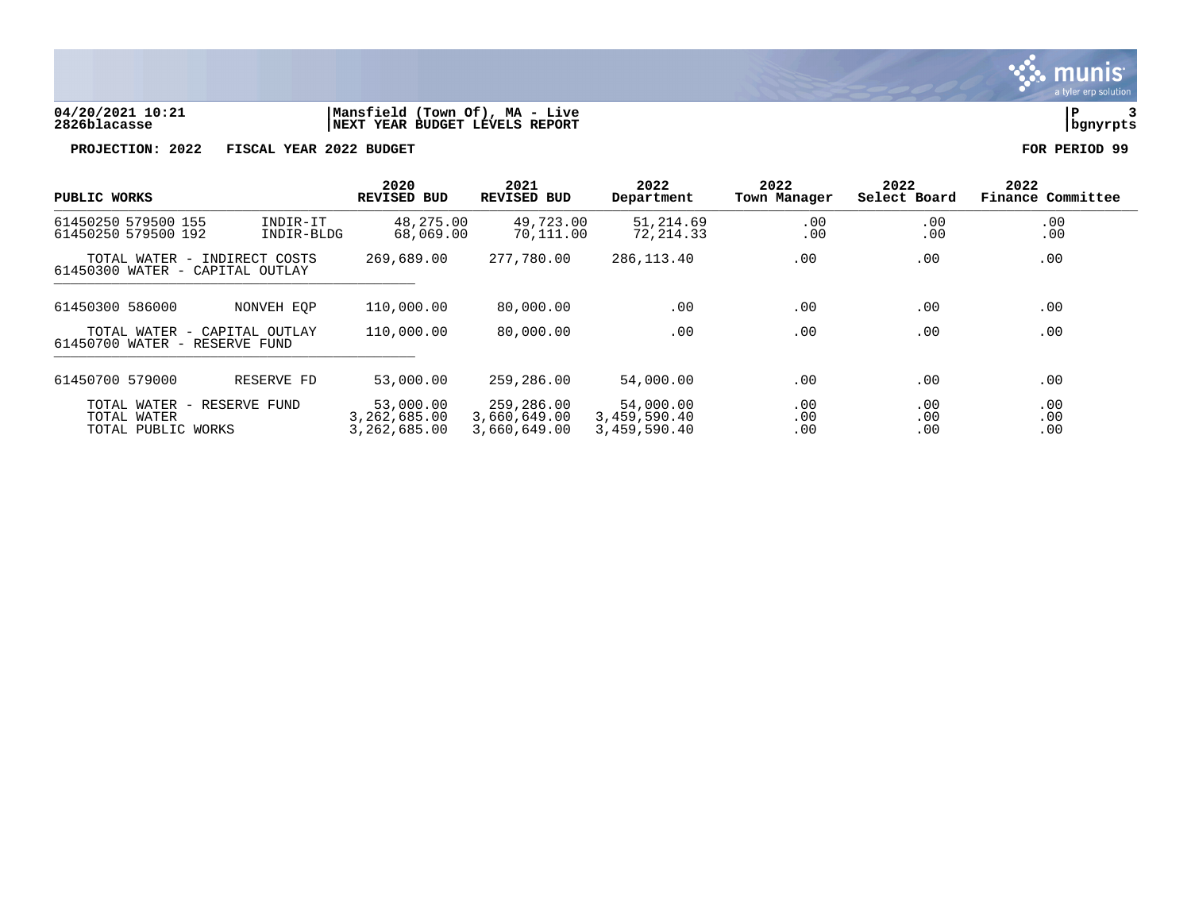04/20/2021 10:21 | Mansfield (Town Of), MA - Live
2826blacasse | NEXT YEAR BUDGET LEVELS REPORT

PROJECTION: 2022 FISCAL YEAR 2022 BUDGET FOR PERIOD 99

| PUBLIC WORKS | | 2020 REVISED BUD | 2021 REVISED BUD | 2022 Department | 2022 Town Manager | 2022 Select Board | 2022 Finance Committee |
|---|---|---|---|---|---|---|---|
| 61450250 579500 155 | INDIR-IT | 48,275.00 | 49,723.00 | 51,214.69 | .00 | .00 | .00 |
| 61450250 579500 192 | INDIR-BLDG | 68,069.00 | 70,111.00 | 72,214.33 | .00 | .00 | .00 |
| TOTAL WATER - INDIRECT COSTS | | 269,689.00 | 277,780.00 | 286,113.40 | .00 | .00 | .00 |
| 61450300 WATER - CAPITAL OUTLAY | | | | | | | |
| 61450300 586000 | NONVEH EQP | 110,000.00 | 80,000.00 | .00 | .00 | .00 | .00 |
| TOTAL WATER - CAPITAL OUTLAY | | 110,000.00 | 80,000.00 | .00 | .00 | .00 | .00 |
| 61450700 WATER - RESERVE FUND | | | | | | | |
| 61450700 579000 | RESERVE FD | 53,000.00 | 259,286.00 | 54,000.00 | .00 | .00 | .00 |
| TOTAL WATER - RESERVE FUND | | 53,000.00 | 259,286.00 | 54,000.00 | .00 | .00 | .00 |
| TOTAL WATER | | 3,262,685.00 | 3,660,649.00 | 3,459,590.40 | .00 | .00 | .00 |
| TOTAL PUBLIC WORKS | | 3,262,685.00 | 3,660,649.00 | 3,459,590.40 | .00 | .00 | .00 |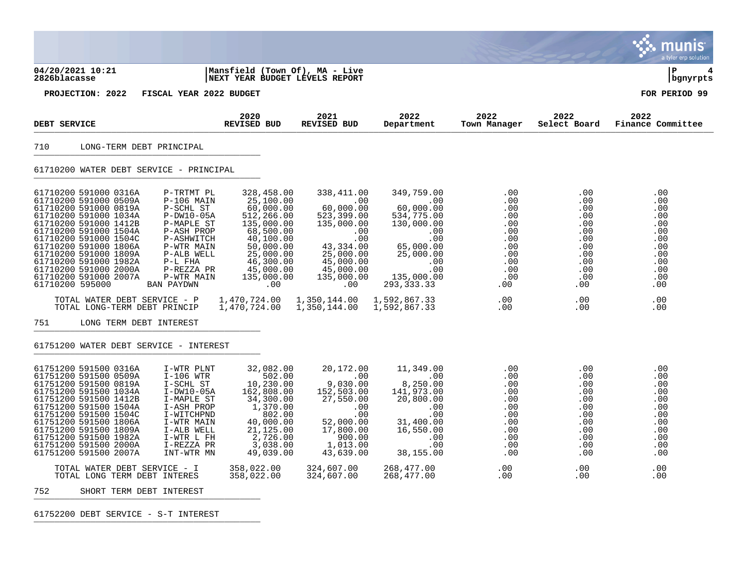**PROJECTION: 2022 FISCAL YEAR 2022 BUDGET** — FOR PERIOD 99

| DEBT SERVICE | | 2020 REVISED BUD | 2021 REVISED BUD | 2022 Department | 2022 Town Manager | 2022 Select Board | 2022 Finance Committee |
|---|---|---|---|---|---|---|---|
| **710 LONG-TERM DEBT PRINCIPAL** | | | | | | | |
| **61710200 WATER DEBT SERVICE - PRINCIPAL** | | | | | | | |
| 61710200 591000 0316A | P-TRTMT PL | 328,458.00 | 338,411.00 | 349,759.00 | .00 | .00 | .00 |
| 61710200 591000 0509A | P-106 MAIN | 25,100.00 | .00 | .00 | .00 | .00 | .00 |
| 61710200 591000 0819A | P-SCHL ST | 60,000.00 | 60,000.00 | 60,000.00 | .00 | .00 | .00 |
| 61710200 591000 1034A | P-DW10-05A | 512,266.00 | 523,399.00 | 534,775.00 | .00 | .00 | .00 |
| 61710200 591000 1412B | P-MAPLE ST | 135,000.00 | 135,000.00 | 130,000.00 | .00 | .00 | .00 |
| 61710200 591000 1504A | P-ASH PROP | 68,500.00 | .00 | .00 | .00 | .00 | .00 |
| 61710200 591000 1504C | P-ASHWITCH | 40,100.00 | .00 | .00 | .00 | .00 | .00 |
| 61710200 591000 1806A | P-WTR MAIN | 50,000.00 | 43,334.00 | 65,000.00 | .00 | .00 | .00 |
| 61710200 591000 1809A | P-ALB WELL | 25,000.00 | 25,000.00 | 25,000.00 | .00 | .00 | .00 |
| 61710200 591000 1982A | P-L FHA | 46,300.00 | 45,000.00 | .00 | .00 | .00 | .00 |
| 61710200 591000 2000A | P-REZZA PR | 45,000.00 | 45,000.00 | .00 | .00 | .00 | .00 |
| 61710200 591000 2007A | P-WTR MAIN | 135,000.00 | 135,000.00 | 135,000.00 | .00 | .00 | .00 |
| 61710200 595000 | BAN PAYDWN | .00 | .00 | 293,333.33 | .00 | .00 | .00 |
| TOTAL WATER DEBT SERVICE - P | | 1,470,724.00 | 1,350,144.00 | 1,592,867.33 | .00 | .00 | .00 |
| TOTAL LONG-TERM DEBT PRINCIP | | 1,470,724.00 | 1,350,144.00 | 1,592,867.33 | .00 | .00 | .00 |
| **751 LONG TERM DEBT INTEREST** | | | | | | | |
| **61751200 WATER DEBT SERVICE - INTEREST** | | | | | | | |
| 61751200 591500 0316A | I-WTR PLNT | 32,082.00 | 20,172.00 | 11,349.00 | .00 | .00 | .00 |
| 61751200 591500 0509A | I-106 WTR | 502.00 | .00 | .00 | .00 | .00 | .00 |
| 61751200 591500 0819A | I-SCHL ST | 10,230.00 | 9,030.00 | 8,250.00 | .00 | .00 | .00 |
| 61751200 591500 1034A | I-DW10-05A | 162,808.00 | 152,503.00 | 141,973.00 | .00 | .00 | .00 |
| 61751200 591500 1412B | I-MAPLE ST | 34,300.00 | 27,550.00 | 20,800.00 | .00 | .00 | .00 |
| 61751200 591500 1504A | I-ASH PROP | 1,370.00 | .00 | .00 | .00 | .00 | .00 |
| 61751200 591500 1504C | I-WITCHPND | 802.00 | .00 | .00 | .00 | .00 | .00 |
| 61751200 591500 1806A | I-WTR MAIN | 40,000.00 | 52,000.00 | 31,400.00 | .00 | .00 | .00 |
| 61751200 591500 1809A | I-ALB WELL | 21,125.00 | 17,800.00 | 16,550.00 | .00 | .00 | .00 |
| 61751200 591500 1982A | I-WTR L FH | 2,726.00 | 900.00 | .00 | .00 | .00 | .00 |
| 61751200 591500 2000A | I-REZZA PR | 3,038.00 | 1,013.00 | .00 | .00 | .00 | .00 |
| 61751200 591500 2007A | INT-WTR MN | 49,039.00 | 43,639.00 | 38,155.00 | .00 | .00 | .00 |
| TOTAL WATER DEBT SERVICE - I | | 358,022.00 | 324,607.00 | 268,477.00 | .00 | .00 | .00 |
| TOTAL LONG TERM DEBT INTERES | | 358,022.00 | 324,607.00 | 268,477.00 | .00 | .00 | .00 |
| **752 SHORT TERM DEBT INTEREST** | | | | | | | |
| **61752200 DEBT SERVICE - S-T INTEREST** | | | | | | | |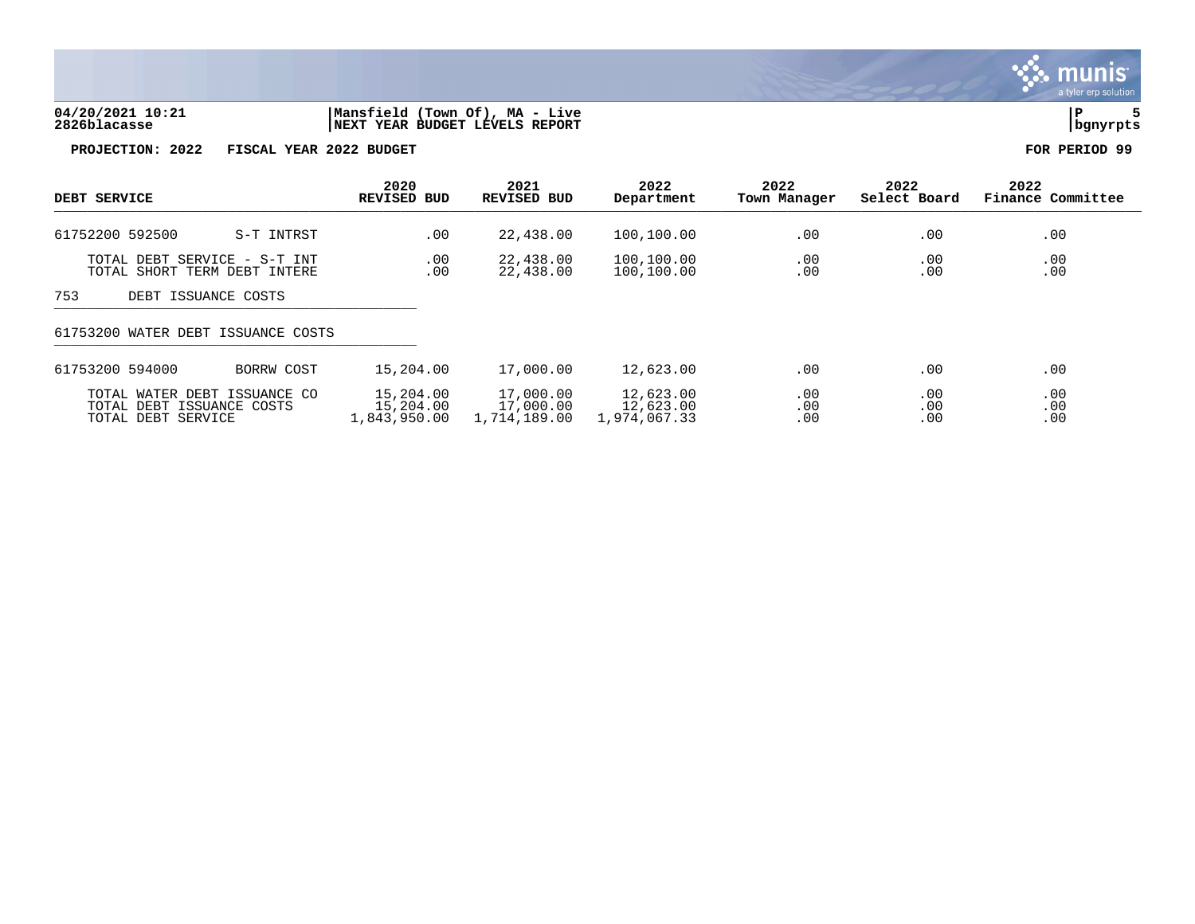**04/20/2021 10:21** | **Mansfield (Town Of), MA - Live**
**2826blacasse** | **NEXT YEAR BUDGET LEVELS REPORT**

**PROJECTION: 2022 FISCAL YEAR 2022 BUDGET** **FOR PERIOD 99**

| DEBT SERVICE | | 2020 REVISED BUD | 2021 REVISED BUD | 2022 Department | 2022 Town Manager | 2022 Select Board | 2022 Finance Committee |
|---|---|---|---|---|---|---|---|
| 61752200 592500 | S-T INTRST | .00 | 22,438.00 | 100,100.00 | .00 | .00 | .00 |
| TOTAL DEBT SERVICE - S-T INT | | .00 | 22,438.00 | 100,100.00 | .00 | .00 | .00 |
| TOTAL SHORT TERM DEBT INTERE | | .00 | 22,438.00 | 100,100.00 | .00 | .00 | .00 |
| 753 DEBT ISSUANCE COSTS | | | | | | | |
| 61753200 WATER DEBT ISSUANCE COSTS | | | | | | | |
| 61753200 594000 | BORRW COST | 15,204.00 | 17,000.00 | 12,623.00 | .00 | .00 | .00 |
| TOTAL WATER DEBT ISSUANCE CO | | 15,204.00 | 17,000.00 | 12,623.00 | .00 | .00 | .00 |
| TOTAL DEBT ISSUANCE COSTS | | 15,204.00 | 17,000.00 | 12,623.00 | .00 | .00 | .00 |
| TOTAL DEBT SERVICE | | 1,843,950.00 | 1,714,189.00 | 1,974,067.33 | .00 | .00 | .00 |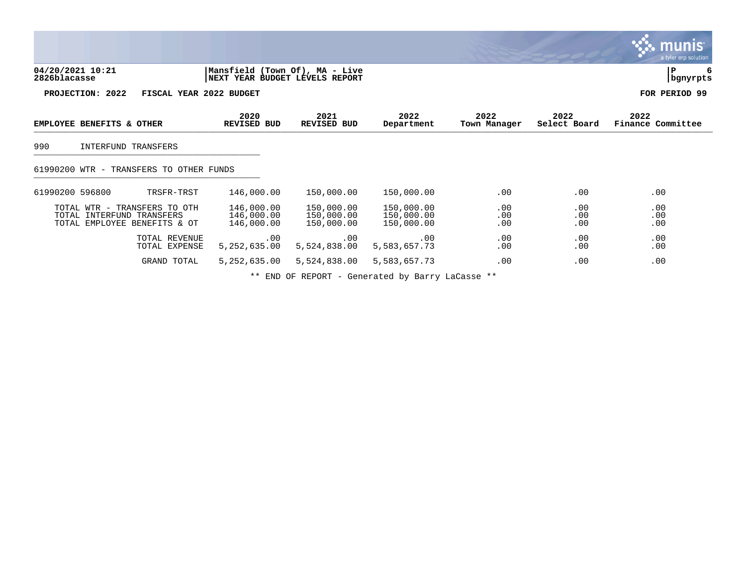**04/20/2021 10:21** | **Mansfield (Town Of), MA - Live** | **P 6**
**2826blacasse** | **NEXT YEAR BUDGET LEVELS REPORT** | **bgnyrpts**

**PROJECTION: 2022 FISCAL YEAR 2022 BUDGET** — **FOR PERIOD 99**

| EMPLOYEE BENEFITS & OTHER | | 2020 REVISED BUD | 2021 REVISED BUD | 2022 Department | 2022 Town Manager | 2022 Select Board | 2022 Finance Committee |
|---|---|---|---|---|---|---|---|
| 990 INTERFUND TRANSFERS | | | | | | | |
| 61990200 WTR - TRANSFERS TO OTHER FUNDS | | | | | | | |
| 61990200 596800 | TRSFR-TRST | 146,000.00 | 150,000.00 | 150,000.00 | .00 | .00 | .00 |
| TOTAL WTR - TRANSFERS TO OTH | | 146,000.00 | 150,000.00 | 150,000.00 | .00 | .00 | .00 |
| TOTAL INTERFUND TRANSFERS | | 146,000.00 | 150,000.00 | 150,000.00 | .00 | .00 | .00 |
| TOTAL EMPLOYEE BENEFITS & OT | | 146,000.00 | 150,000.00 | 150,000.00 | .00 | .00 | .00 |
| | TOTAL REVENUE | .00 | .00 | .00 | .00 | .00 | .00 |
| | TOTAL EXPENSE | 5,252,635.00 | 5,524,838.00 | 5,583,657.73 | .00 | .00 | .00 |
| | GRAND TOTAL | 5,252,635.00 | 5,524,838.00 | 5,583,657.73 | .00 | .00 | .00 |

** END OF REPORT - Generated by Barry LaCasse **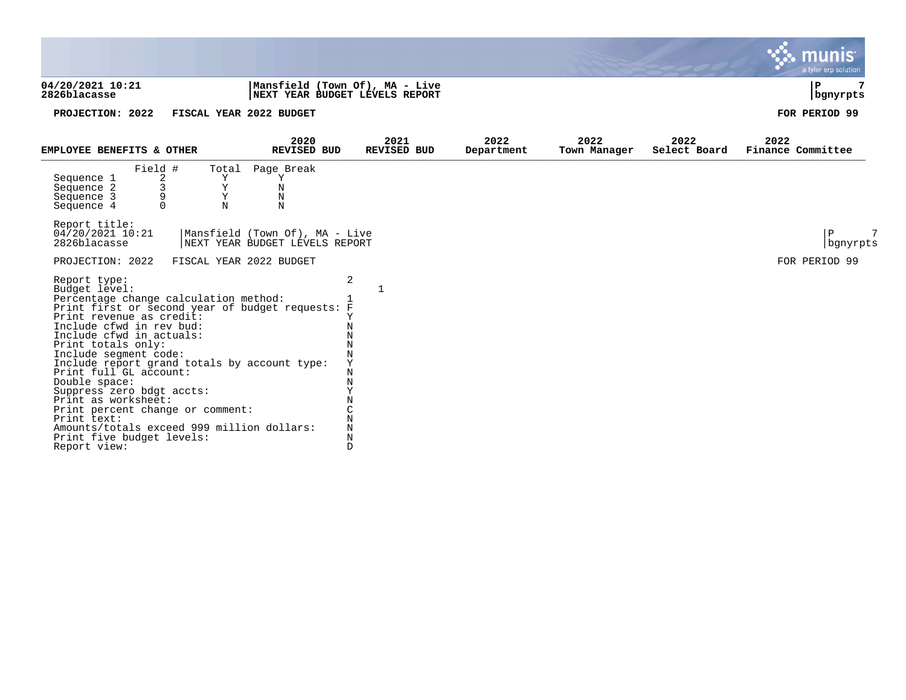**PROJECTION: 2022 FISCAL YEAR 2022 BUDGET** **FOR PERIOD 99**

| EMPLOYEE BENEFITS & OTHER | 2020 REVISED BUD | 2021 REVISED BUD | 2022 Department | 2022 Town Manager | 2022 Select Board | 2022 Finance Committee |
|---|---|---|---|---|---|---|

| | Field # | Total | Page Break |
|---|---|---|---|
| Sequence 1 | 2 | Y | Y |
| Sequence 2 | 3 | Y | N |
| Sequence 3 | 9 | Y | N |
| Sequence 4 | 0 | N | N |

Report title:
04/20/2021 10:21 |Mansfield (Town Of), MA - Live |P 7
2826blacasse |NEXT YEAR BUDGET LEVELS REPORT |bgnyrpts

PROJECTION: 2022 FISCAL YEAR 2022 BUDGET FOR PERIOD 99

| | |
|---|---|
| Report type: | 2 |
| Budget level: | 1 |
| Percentage change calculation method: | 1 |
| Print first or second year of budget requests: | F |
| Print revenue as credit: | Y |
| Include cfwd in rev bud: | N |
| Include cfwd in actuals: | N |
| Print totals only: | N |
| Include segment code: | N |
| Include report grand totals by account type: | Y |
| Print full GL account: | N |
| Double space: | N |
| Suppress zero bdgt accts: | Y |
| Print as worksheet: | N |
| Print percent change or comment: | C |
| Print text: | N |
| Amounts/totals exceed 999 million dollars: | N |
| Print five budget levels: | N |
| Report view: | D |